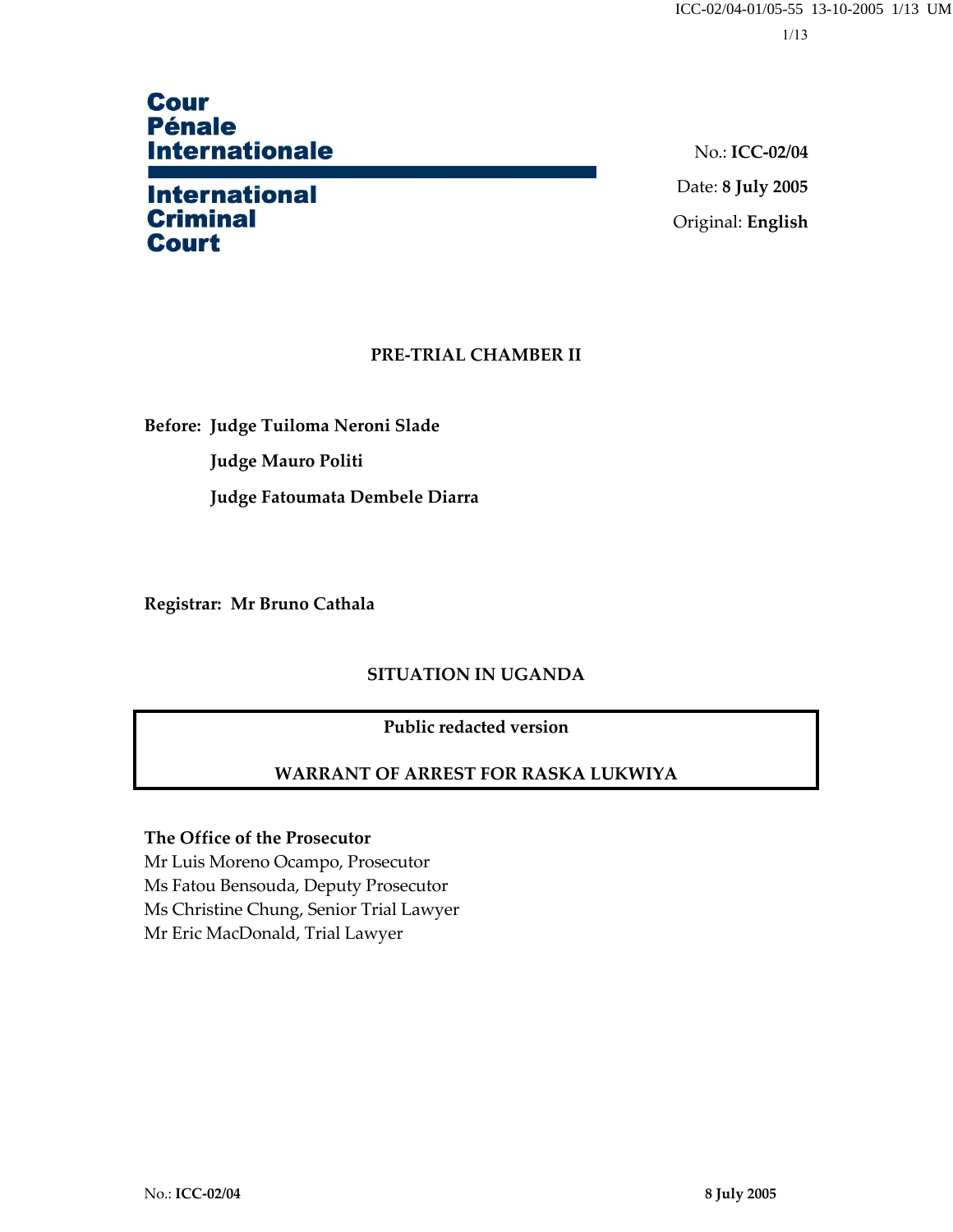**Cour Pénale Internationale**

**International Criminal Court**

No.: **ICC-02/04**

Date: **8 July 2005**

Original: **English**

**PRE-TRIAL CHAMBER II**

**Before: Judge Tuiloma Neroni Slade**

**Judge Mauro Politi**

**Judge Fatoumata Dembele Diarra**

**Registrar: Mr Bruno Cathala**

**SITUATION IN UGANDA**

**Public redacted version**

**WARRANT OF ARREST FOR RASKA LUKWIYA**

**The Office of the Prosecutor**

Mr Luis Moreno Ocampo, Prosecutor
Ms Fatou Bensouda, Deputy Prosecutor
Ms Christine Chung, Senior Trial Lawyer
Mr Eric MacDonald, Trial Lawyer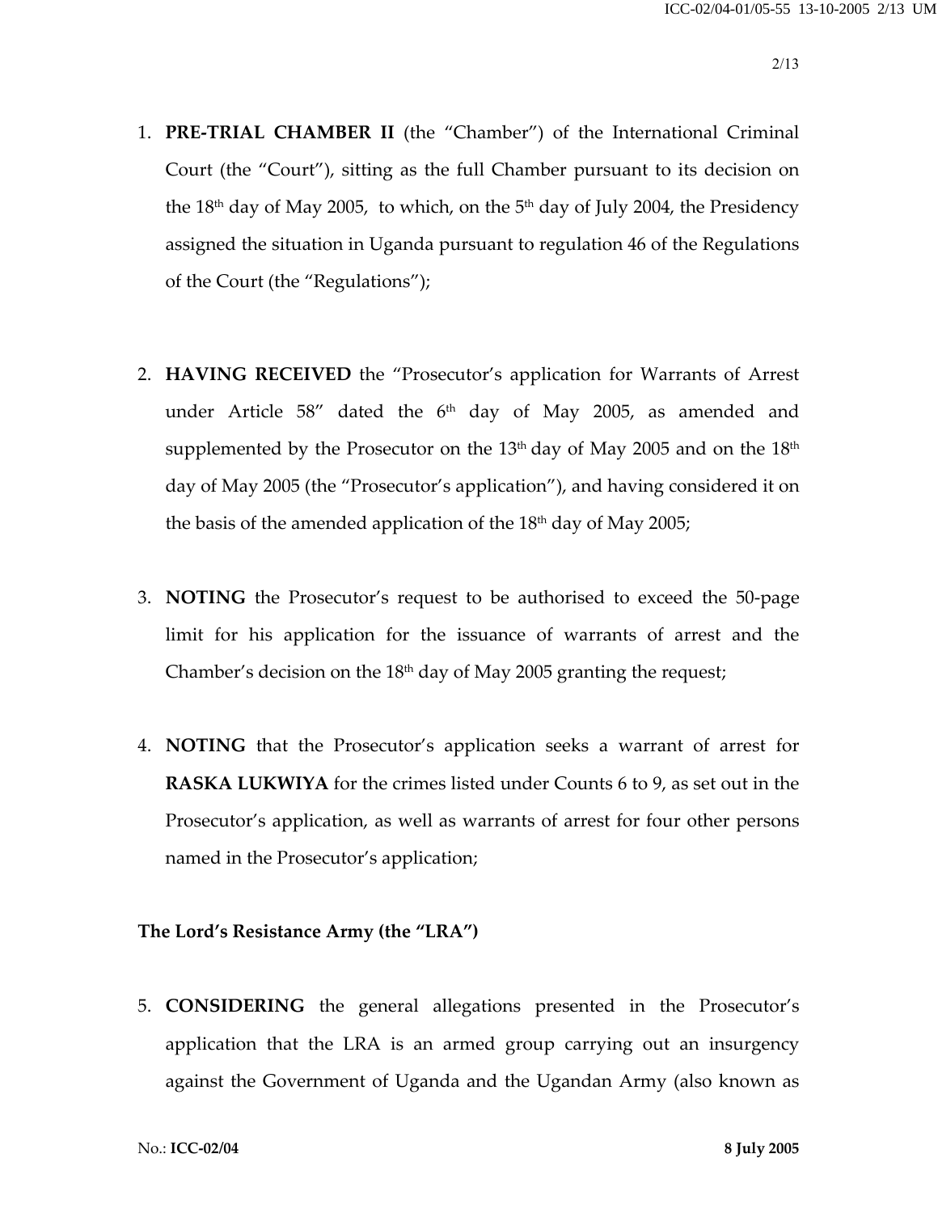1. **PRE-TRIAL CHAMBER II** (the "Chamber") of the International Criminal Court (the "Court"), sitting as the full Chamber pursuant to its decision on the 18th day of May 2005, to which, on the 5th day of July 2004, the Presidency assigned the situation in Uganda pursuant to regulation 46 of the Regulations of the Court (the "Regulations");

2. **HAVING RECEIVED** the "Prosecutor's application for Warrants of Arrest under Article 58" dated the 6th day of May 2005, as amended and supplemented by the Prosecutor on the 13th day of May 2005 and on the 18th day of May 2005 (the "Prosecutor's application"), and having considered it on the basis of the amended application of the 18th day of May 2005;

3. **NOTING** the Prosecutor's request to be authorised to exceed the 50-page limit for his application for the issuance of warrants of arrest and the Chamber's decision on the 18th day of May 2005 granting the request;

4. **NOTING** that the Prosecutor's application seeks a warrant of arrest for **RASKA LUKWIYA** for the crimes listed under Counts 6 to 9, as set out in the Prosecutor's application, as well as warrants of arrest for four other persons named in the Prosecutor's application;

**The Lord's Resistance Army (the "LRA")**

5. **CONSIDERING** the general allegations presented in the Prosecutor's application that the LRA is an armed group carrying out an insurgency against the Government of Uganda and the Ugandan Army (also known as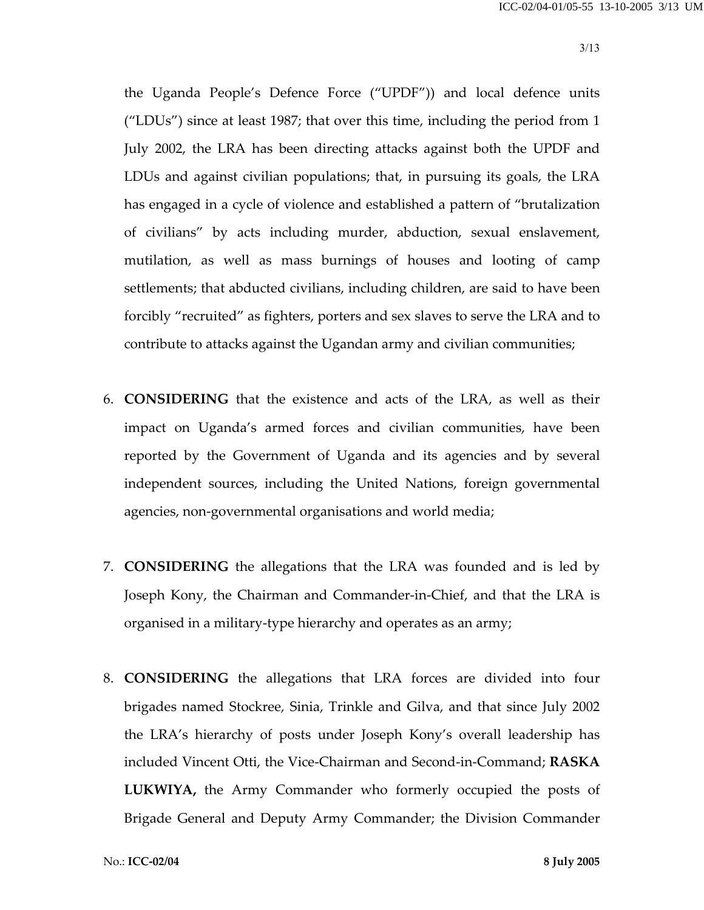the Uganda People's Defence Force ("UPDF")) and local defence units ("LDUs") since at least 1987; that over this time, including the period from 1 July 2002, the LRA has been directing attacks against both the UPDF and LDUs and against civilian populations; that, in pursuing its goals, the LRA has engaged in a cycle of violence and established a pattern of "brutalization of civilians" by acts including murder, abduction, sexual enslavement, mutilation, as well as mass burnings of houses and looting of camp settlements; that abducted civilians, including children, are said to have been forcibly "recruited" as fighters, porters and sex slaves to serve the LRA and to contribute to attacks against the Ugandan army and civilian communities;

6. **CONSIDERING** that the existence and acts of the LRA, as well as their impact on Uganda's armed forces and civilian communities, have been reported by the Government of Uganda and its agencies and by several independent sources, including the United Nations, foreign governmental agencies, non-governmental organisations and world media;

7. **CONSIDERING** the allegations that the LRA was founded and is led by Joseph Kony, the Chairman and Commander-in-Chief, and that the LRA is organised in a military-type hierarchy and operates as an army;

8. **CONSIDERING** the allegations that LRA forces are divided into four brigades named Stockree, Sinia, Trinkle and Gilva, and that since July 2002 the LRA's hierarchy of posts under Joseph Kony's overall leadership has included Vincent Otti, the Vice-Chairman and Second-in-Command; **RASKA LUKWIYA,** the Army Commander who formerly occupied the posts of Brigade General and Deputy Army Commander; the Division Commander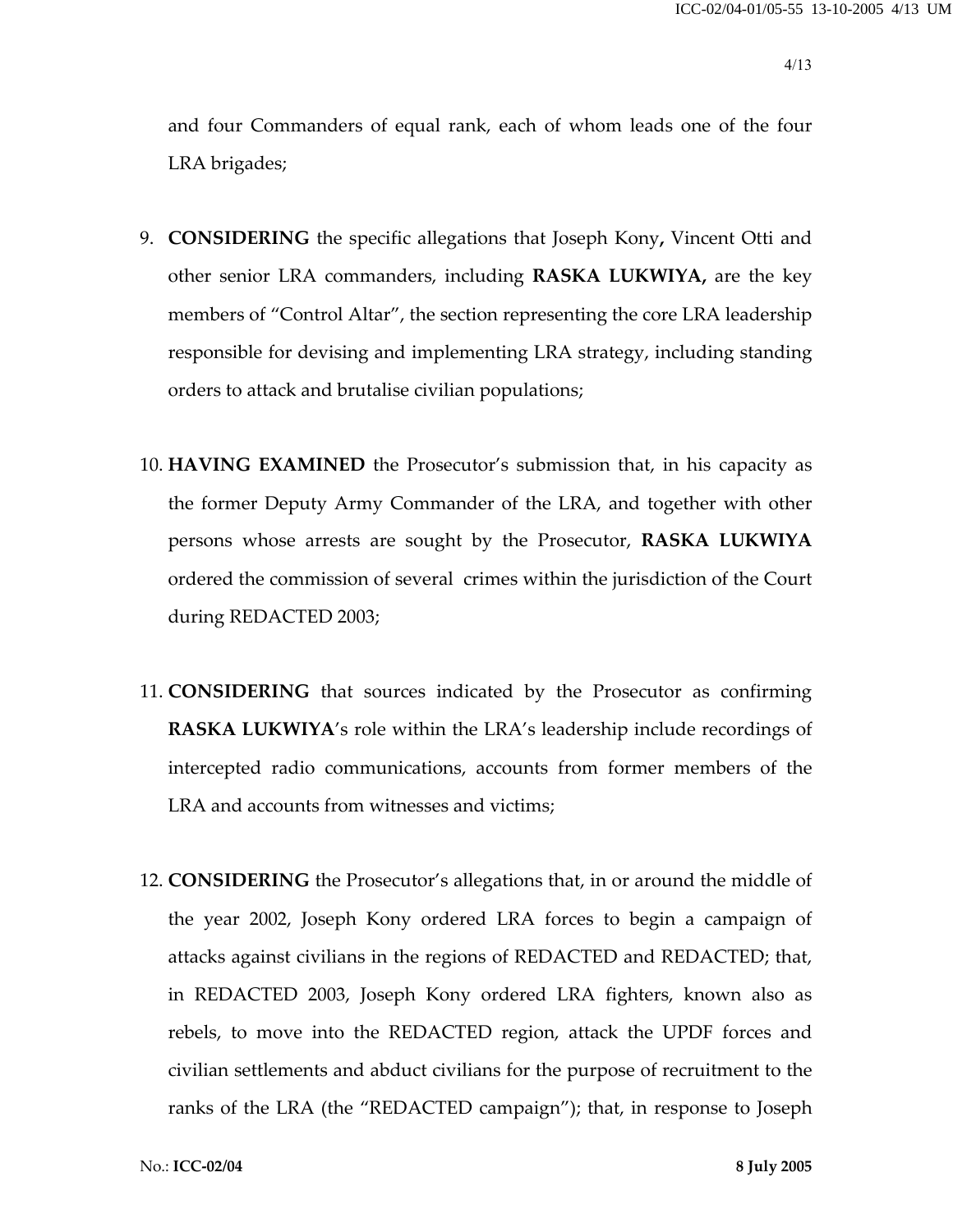and four Commanders of equal rank, each of whom leads one of the four LRA brigades;

9. **CONSIDERING** the specific allegations that Joseph Kony**,** Vincent Otti and other senior LRA commanders, including **RASKA LUKWIYA,** are the key members of "Control Altar", the section representing the core LRA leadership responsible for devising and implementing LRA strategy, including standing orders to attack and brutalise civilian populations;

10. **HAVING EXAMINED** the Prosecutor's submission that, in his capacity as the former Deputy Army Commander of the LRA, and together with other persons whose arrests are sought by the Prosecutor, **RASKA LUKWIYA** ordered the commission of several crimes within the jurisdiction of the Court during REDACTED 2003;

11. **CONSIDERING** that sources indicated by the Prosecutor as confirming **RASKA LUKWIYA**'s role within the LRA's leadership include recordings of intercepted radio communications, accounts from former members of the LRA and accounts from witnesses and victims;

12. **CONSIDERING** the Prosecutor's allegations that, in or around the middle of the year 2002, Joseph Kony ordered LRA forces to begin a campaign of attacks against civilians in the regions of REDACTED and REDACTED; that, in REDACTED 2003, Joseph Kony ordered LRA fighters, known also as rebels, to move into the REDACTED region, attack the UPDF forces and civilian settlements and abduct civilians for the purpose of recruitment to the ranks of the LRA (the "REDACTED campaign"); that, in response to Joseph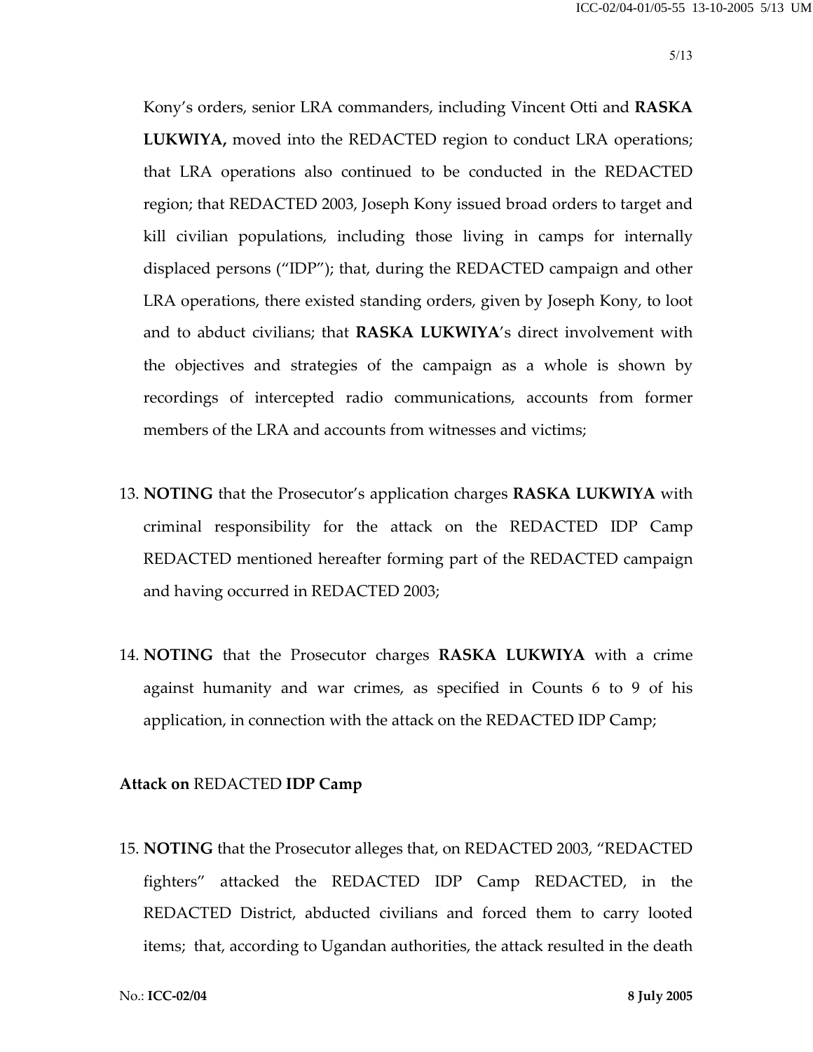Kony's orders, senior LRA commanders, including Vincent Otti and **RASKA LUKWIYA,** moved into the REDACTED region to conduct LRA operations; that LRA operations also continued to be conducted in the REDACTED region; that REDACTED 2003, Joseph Kony issued broad orders to target and kill civilian populations, including those living in camps for internally displaced persons ("IDP"); that, during the REDACTED campaign and other LRA operations, there existed standing orders, given by Joseph Kony, to loot and to abduct civilians; that **RASKA LUKWIYA**'s direct involvement with the objectives and strategies of the campaign as a whole is shown by recordings of intercepted radio communications, accounts from former members of the LRA and accounts from witnesses and victims;

13. **NOTING** that the Prosecutor's application charges **RASKA LUKWIYA** with criminal responsibility for the attack on the REDACTED IDP Camp REDACTED mentioned hereafter forming part of the REDACTED campaign and having occurred in REDACTED 2003;

14. **NOTING** that the Prosecutor charges **RASKA LUKWIYA** with a crime against humanity and war crimes, as specified in Counts 6 to 9 of his application, in connection with the attack on the REDACTED IDP Camp;

**Attack on** REDACTED **IDP Camp**

15. **NOTING** that the Prosecutor alleges that, on REDACTED 2003, "REDACTED fighters" attacked the REDACTED IDP Camp REDACTED, in the REDACTED District, abducted civilians and forced them to carry looted items; that, according to Ugandan authorities, the attack resulted in the death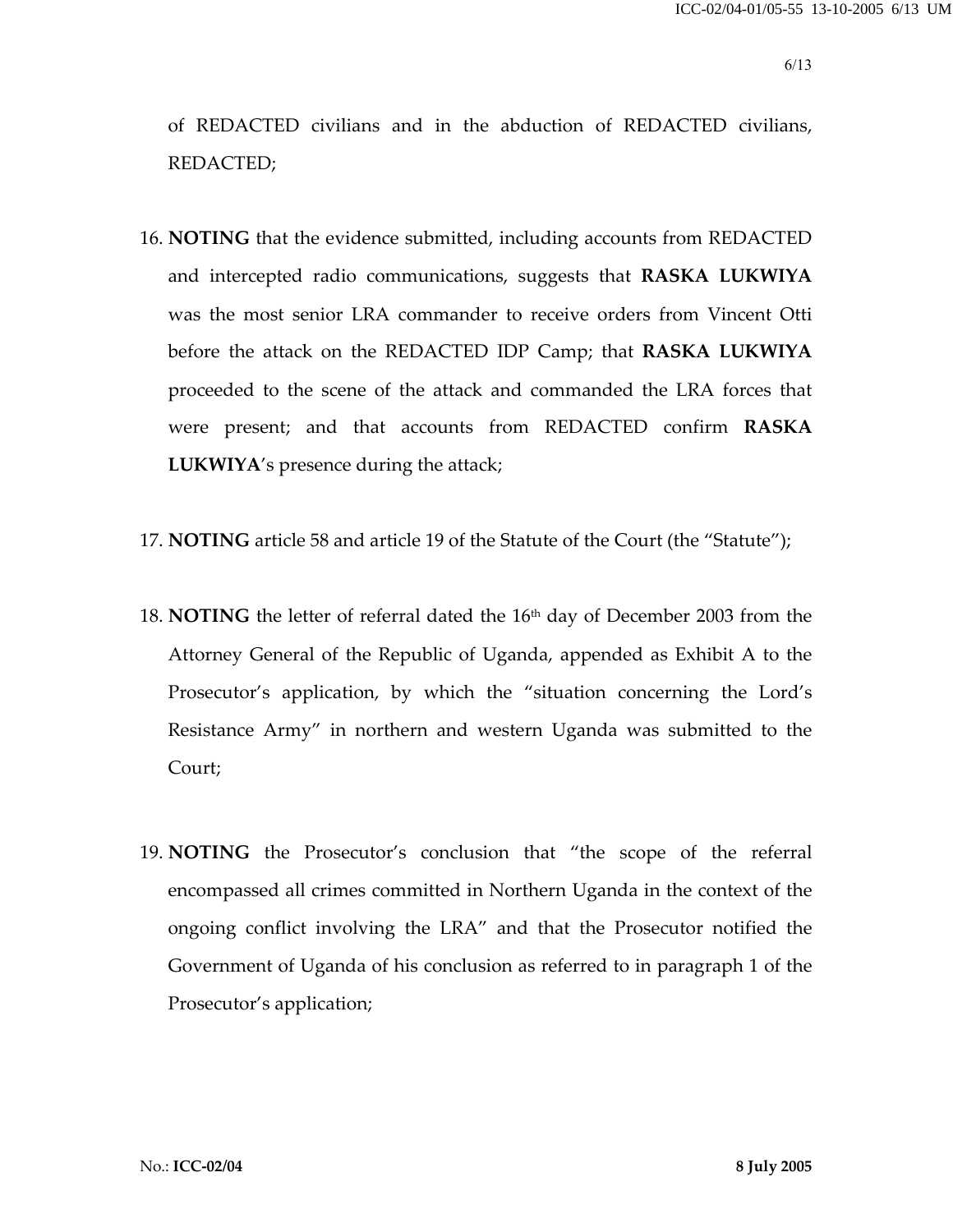of REDACTED civilians and in the abduction of REDACTED civilians, REDACTED;

16. **NOTING** that the evidence submitted, including accounts from REDACTED and intercepted radio communications, suggests that **RASKA LUKWIYA** was the most senior LRA commander to receive orders from Vincent Otti before the attack on the REDACTED IDP Camp; that **RASKA LUKWIYA** proceeded to the scene of the attack and commanded the LRA forces that were present; and that accounts from REDACTED confirm **RASKA LUKWIYA**'s presence during the attack;

17. **NOTING** article 58 and article 19 of the Statute of the Court (the "Statute");

18. **NOTING** the letter of referral dated the 16th day of December 2003 from the Attorney General of the Republic of Uganda, appended as Exhibit A to the Prosecutor's application, by which the "situation concerning the Lord's Resistance Army" in northern and western Uganda was submitted to the Court;

19. **NOTING** the Prosecutor's conclusion that "the scope of the referral encompassed all crimes committed in Northern Uganda in the context of the ongoing conflict involving the LRA" and that the Prosecutor notified the Government of Uganda of his conclusion as referred to in paragraph 1 of the Prosecutor's application;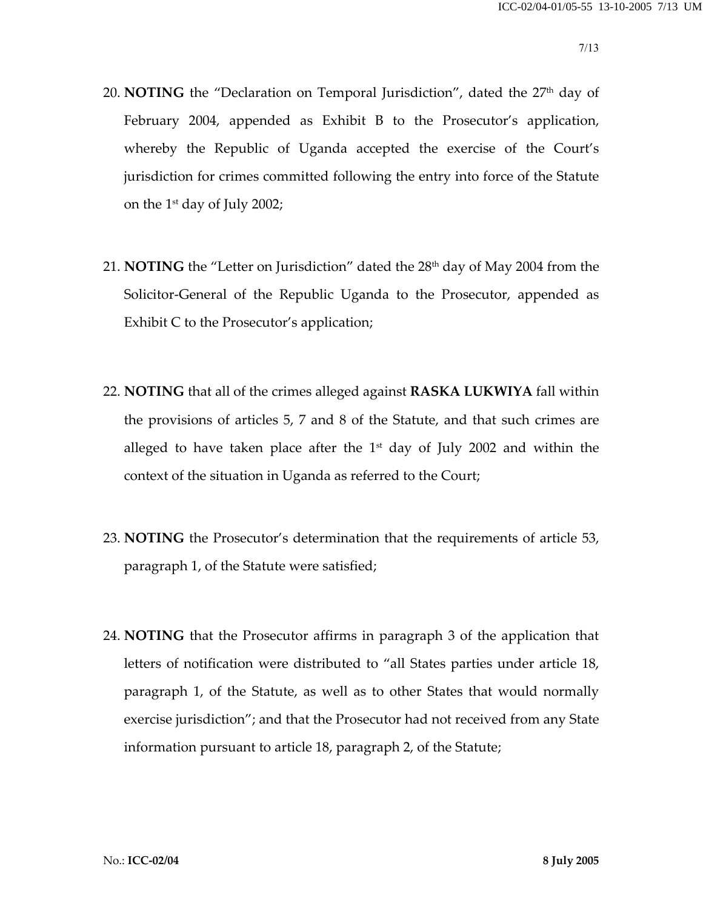20. **NOTING** the "Declaration on Temporal Jurisdiction", dated the 27th day of February 2004, appended as Exhibit B to the Prosecutor's application, whereby the Republic of Uganda accepted the exercise of the Court's jurisdiction for crimes committed following the entry into force of the Statute on the 1st day of July 2002;

21. **NOTING** the "Letter on Jurisdiction" dated the 28th day of May 2004 from the Solicitor-General of the Republic Uganda to the Prosecutor, appended as Exhibit C to the Prosecutor's application;

22. **NOTING** that all of the crimes alleged against **RASKA LUKWIYA** fall within the provisions of articles 5, 7 and 8 of the Statute, and that such crimes are alleged to have taken place after the 1st day of July 2002 and within the context of the situation in Uganda as referred to the Court;

23. **NOTING** the Prosecutor's determination that the requirements of article 53, paragraph 1, of the Statute were satisfied;

24. **NOTING** that the Prosecutor affirms in paragraph 3 of the application that letters of notification were distributed to "all States parties under article 18, paragraph 1, of the Statute, as well as to other States that would normally exercise jurisdiction"; and that the Prosecutor had not received from any State information pursuant to article 18, paragraph 2, of the Statute;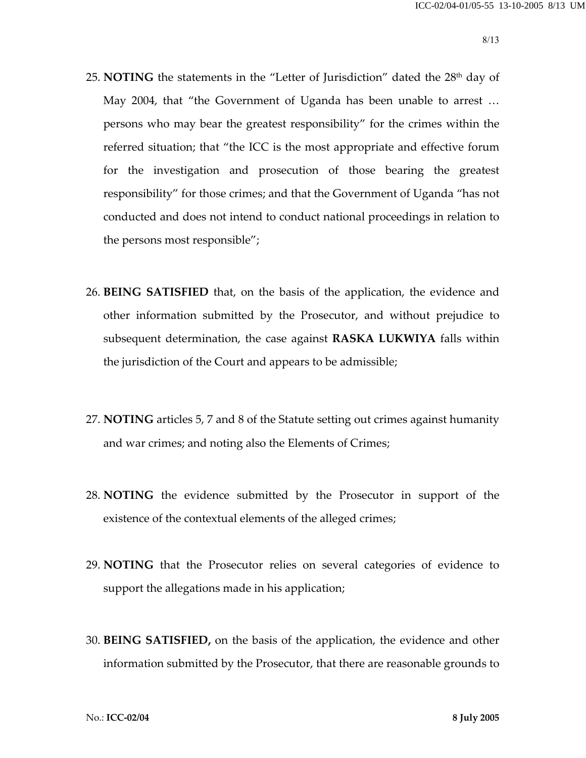25. **NOTING** the statements in the "Letter of Jurisdiction" dated the 28th day of May 2004, that "the Government of Uganda has been unable to arrest … persons who may bear the greatest responsibility" for the crimes within the referred situation; that "the ICC is the most appropriate and effective forum for the investigation and prosecution of those bearing the greatest responsibility" for those crimes; and that the Government of Uganda "has not conducted and does not intend to conduct national proceedings in relation to the persons most responsible";

26. **BEING SATISFIED** that, on the basis of the application, the evidence and other information submitted by the Prosecutor, and without prejudice to subsequent determination, the case against **RASKA LUKWIYA** falls within the jurisdiction of the Court and appears to be admissible;

27. **NOTING** articles 5, 7 and 8 of the Statute setting out crimes against humanity and war crimes; and noting also the Elements of Crimes;

28. **NOTING** the evidence submitted by the Prosecutor in support of the existence of the contextual elements of the alleged crimes;

29. **NOTING** that the Prosecutor relies on several categories of evidence to support the allegations made in his application;

30. **BEING SATISFIED,** on the basis of the application, the evidence and other information submitted by the Prosecutor, that there are reasonable grounds to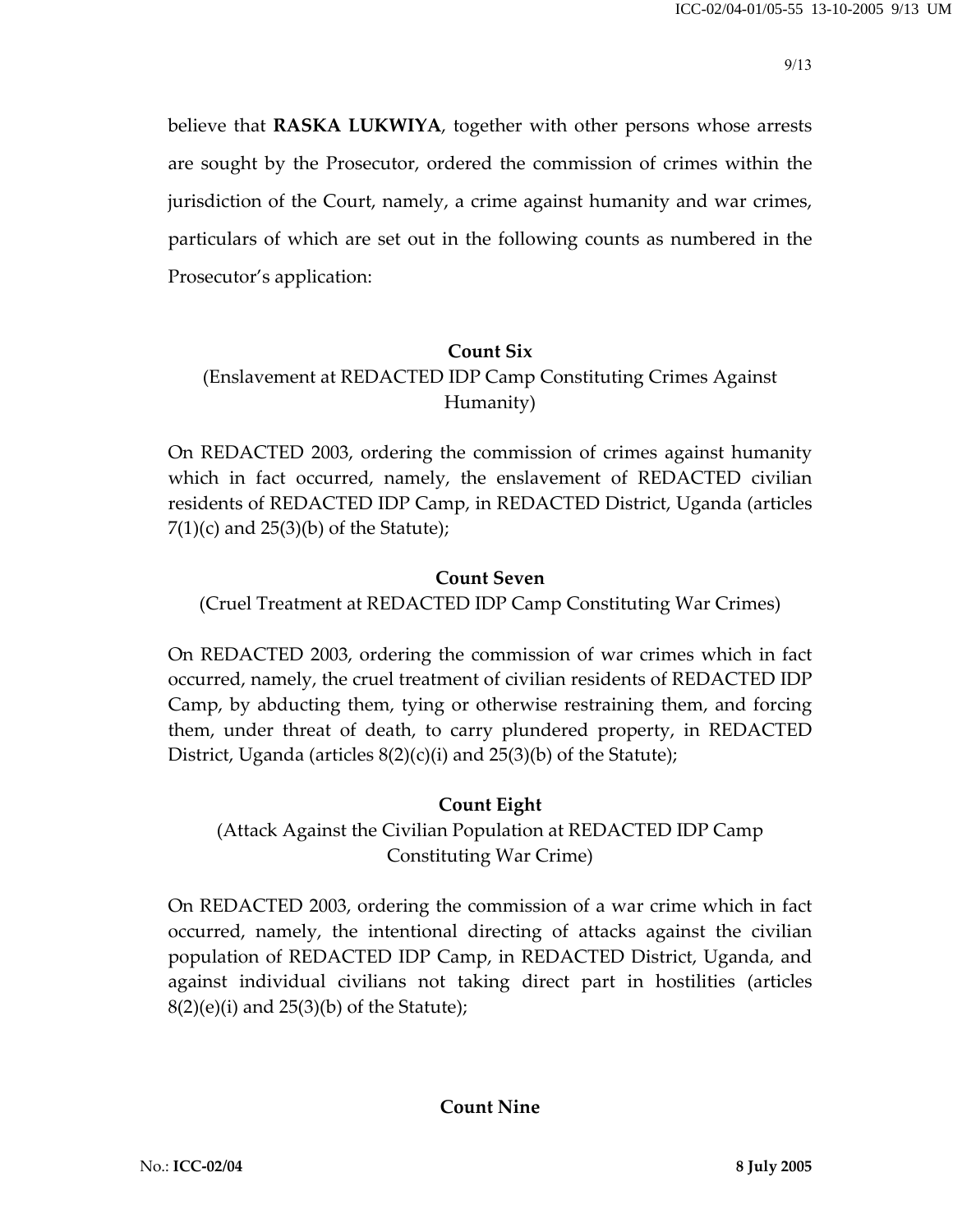believe that **RASKA LUKWIYA**, together with other persons whose arrests are sought by the Prosecutor, ordered the commission of crimes within the jurisdiction of the Court, namely, a crime against humanity and war crimes, particulars of which are set out in the following counts as numbered in the Prosecutor's application:

**Count Six**

(Enslavement at REDACTED IDP Camp Constituting Crimes Against Humanity)

On REDACTED 2003, ordering the commission of crimes against humanity which in fact occurred, namely, the enslavement of REDACTED civilian residents of REDACTED IDP Camp, in REDACTED District, Uganda (articles 7(1)(c) and 25(3)(b) of the Statute);

**Count Seven**

(Cruel Treatment at REDACTED IDP Camp Constituting War Crimes)

On REDACTED 2003, ordering the commission of war crimes which in fact occurred, namely, the cruel treatment of civilian residents of REDACTED IDP Camp, by abducting them, tying or otherwise restraining them, and forcing them, under threat of death, to carry plundered property, in REDACTED District, Uganda (articles 8(2)(c)(i) and 25(3)(b) of the Statute);

**Count Eight**

(Attack Against the Civilian Population at REDACTED IDP Camp Constituting War Crime)

On REDACTED 2003, ordering the commission of a war crime which in fact occurred, namely, the intentional directing of attacks against the civilian population of REDACTED IDP Camp, in REDACTED District, Uganda, and against individual civilians not taking direct part in hostilities (articles 8(2)(e)(i) and 25(3)(b) of the Statute);

**Count Nine**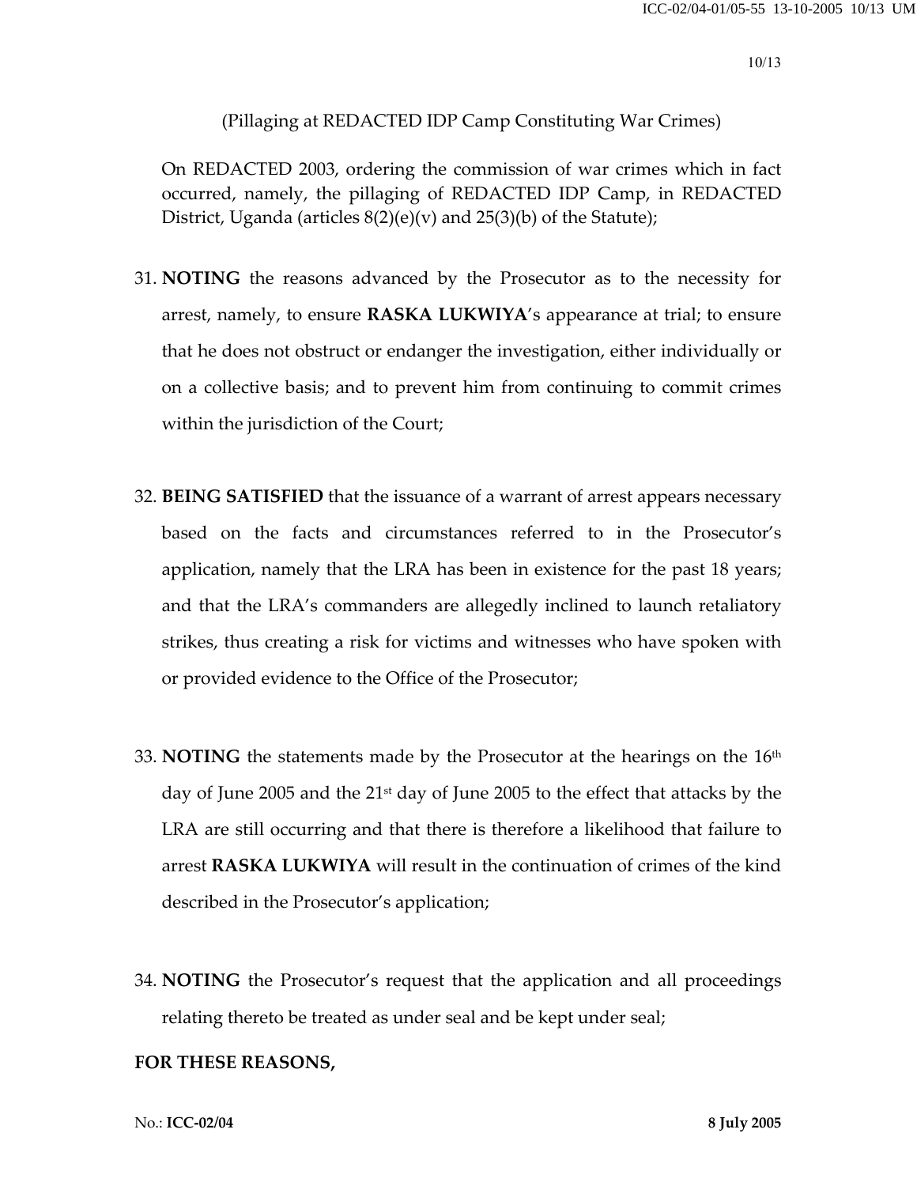(Pillaging at REDACTED IDP Camp Constituting War Crimes)

On REDACTED 2003, ordering the commission of war crimes which in fact occurred, namely, the pillaging of REDACTED IDP Camp, in REDACTED District, Uganda (articles 8(2)(e)(v) and 25(3)(b) of the Statute);

31. **NOTING** the reasons advanced by the Prosecutor as to the necessity for arrest, namely, to ensure **RASKA LUKWIYA**'s appearance at trial; to ensure that he does not obstruct or endanger the investigation, either individually or on a collective basis; and to prevent him from continuing to commit crimes within the jurisdiction of the Court;

32. **BEING SATISFIED** that the issuance of a warrant of arrest appears necessary based on the facts and circumstances referred to in the Prosecutor's application, namely that the LRA has been in existence for the past 18 years; and that the LRA's commanders are allegedly inclined to launch retaliatory strikes, thus creating a risk for victims and witnesses who have spoken with or provided evidence to the Office of the Prosecutor;

33. **NOTING** the statements made by the Prosecutor at the hearings on the 16th day of June 2005 and the 21st day of June 2005 to the effect that attacks by the LRA are still occurring and that there is therefore a likelihood that failure to arrest **RASKA LUKWIYA** will result in the continuation of crimes of the kind described in the Prosecutor's application;

34. **NOTING** the Prosecutor's request that the application and all proceedings relating thereto be treated as under seal and be kept under seal;

**FOR THESE REASONS,**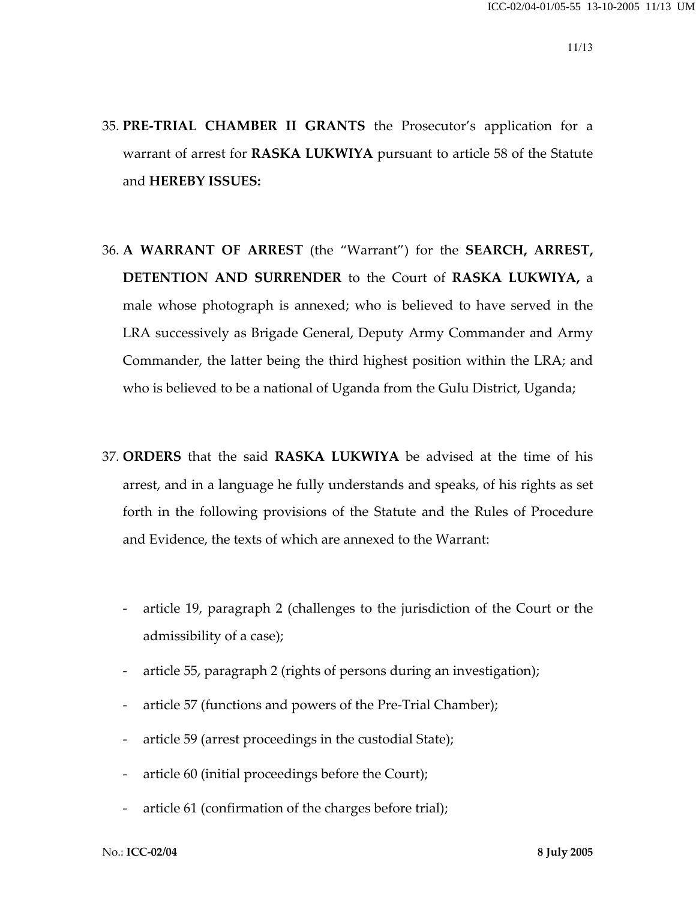35. **PRE-TRIAL CHAMBER II GRANTS** the Prosecutor's application for a warrant of arrest for **RASKA LUKWIYA** pursuant to article 58 of the Statute and **HEREBY ISSUES:**

36. **A WARRANT OF ARREST** (the "Warrant") for the **SEARCH, ARREST, DETENTION AND SURRENDER** to the Court of **RASKA LUKWIYA,** a male whose photograph is annexed; who is believed to have served in the LRA successively as Brigade General, Deputy Army Commander and Army Commander, the latter being the third highest position within the LRA; and who is believed to be a national of Uganda from the Gulu District, Uganda;

37. **ORDERS** that the said **RASKA LUKWIYA** be advised at the time of his arrest, and in a language he fully understands and speaks, of his rights as set forth in the following provisions of the Statute and the Rules of Procedure and Evidence, the texts of which are annexed to the Warrant:

    - article 19, paragraph 2 (challenges to the jurisdiction of the Court or the admissibility of a case);
    - article 55, paragraph 2 (rights of persons during an investigation);
    - article 57 (functions and powers of the Pre-Trial Chamber);
    - article 59 (arrest proceedings in the custodial State);
    - article 60 (initial proceedings before the Court);
    - article 61 (confirmation of the charges before trial);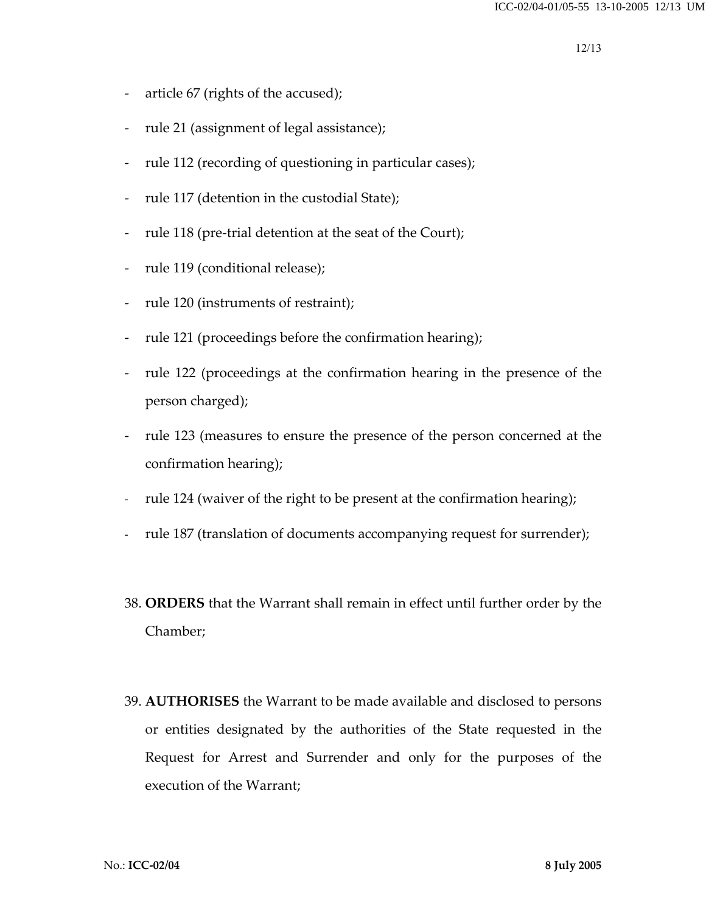- article 67 (rights of the accused);
- rule 21 (assignment of legal assistance);
- rule 112 (recording of questioning in particular cases);
- rule 117 (detention in the custodial State);
- rule 118 (pre-trial detention at the seat of the Court);
- rule 119 (conditional release);
- rule 120 (instruments of restraint);
- rule 121 (proceedings before the confirmation hearing);
- rule 122 (proceedings at the confirmation hearing in the presence of the person charged);
- rule 123 (measures to ensure the presence of the person concerned at the confirmation hearing);
- rule 124 (waiver of the right to be present at the confirmation hearing);
- rule 187 (translation of documents accompanying request for surrender);

38. **ORDERS** that the Warrant shall remain in effect until further order by the Chamber;

39. **AUTHORISES** the Warrant to be made available and disclosed to persons or entities designated by the authorities of the State requested in the Request for Arrest and Surrender and only for the purposes of the execution of the Warrant;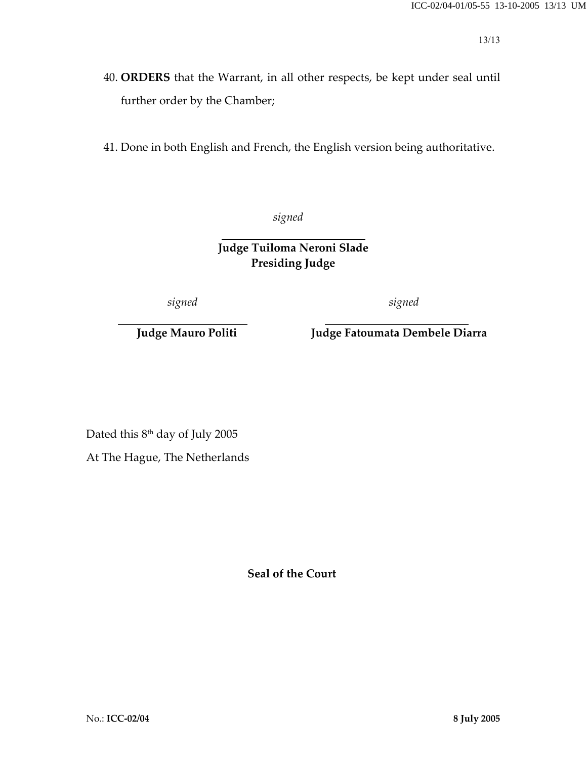40. **ORDERS** that the Warrant, in all other respects, be kept under seal until further order by the Chamber;

41. Done in both English and French, the English version being authoritative.

*signed*

**Judge Tuiloma Neroni Slade**
**Presiding Judge**

*signed*

**Judge Mauro Politi**

*signed*

**Judge Fatoumata Dembele Diarra**

Dated this 8th day of July 2005

At The Hague, The Netherlands

**Seal of the Court**